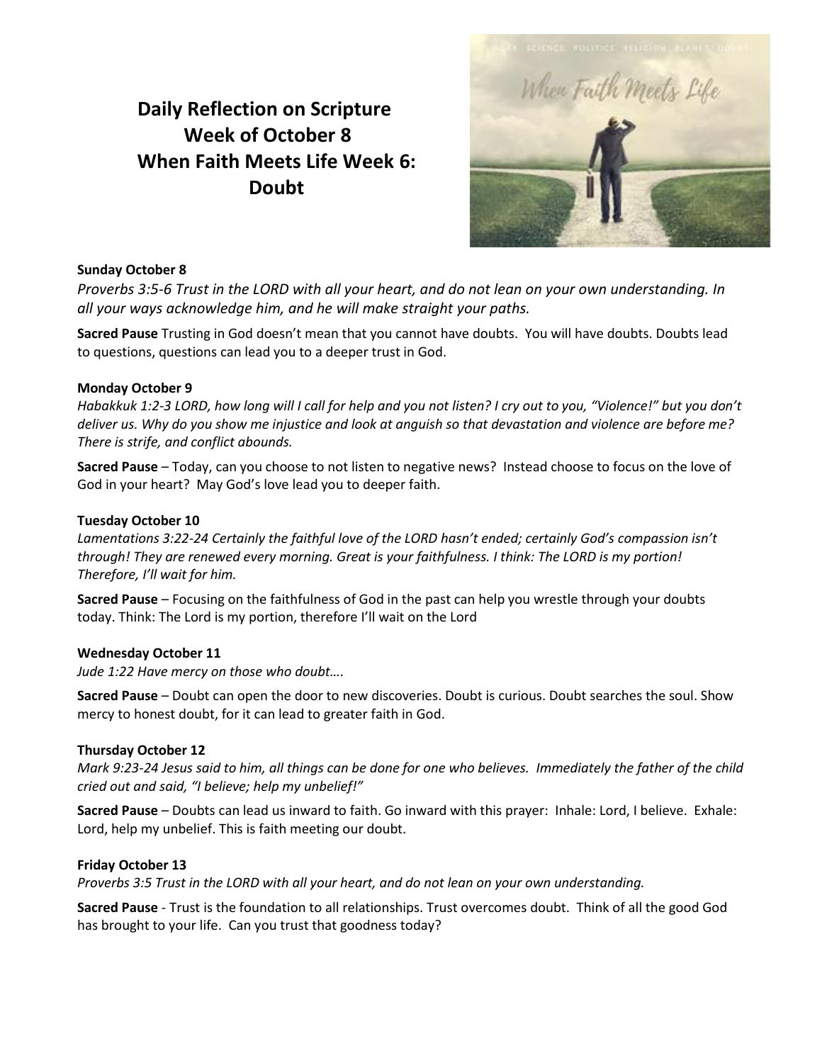# Daily Reflection on Scripture
## Week of October 8
## When Faith Meets Life Week 6: Doubt

**Sunday October 8**

*Proverbs 3:5-6 Trust in the LORD with all your heart, and do not lean on your own understanding. In all your ways acknowledge him, and he will make straight your paths.*

**Sacred Pause** Trusting in God doesn't mean that you cannot have doubts. You will have doubts. Doubts lead to questions, questions can lead you to a deeper trust in God.

**Monday October 9**

*Habakkuk 1:2-3 LORD, how long will I call for help and you not listen? I cry out to you, "Violence!" but you don't deliver us. Why do you show me injustice and look at anguish so that devastation and violence are before me? There is strife, and conflict abounds.*

**Sacred Pause** – Today, can you choose to not listen to negative news? Instead choose to focus on the love of God in your heart? May God's love lead you to deeper faith.

**Tuesday October 10**

*Lamentations 3:22-24 Certainly the faithful love of the LORD hasn't ended; certainly God's compassion isn't through! They are renewed every morning. Great is your faithfulness. I think: The LORD is my portion! Therefore, I'll wait for him.*

**Sacred Pause** – Focusing on the faithfulness of God in the past can help you wrestle through your doubts today. Think: The Lord is my portion, therefore I'll wait on the Lord

**Wednesday October 11**

*Jude 1:22 Have mercy on those who doubt….*

**Sacred Pause** – Doubt can open the door to new discoveries. Doubt is curious. Doubt searches the soul. Show mercy to honest doubt, for it can lead to greater faith in God.

**Thursday October 12**

*Mark 9:23-24 Jesus said to him, all things can be done for one who believes. Immediately the father of the child cried out and said, "I believe; help my unbelief!"*

**Sacred Pause** – Doubts can lead us inward to faith. Go inward with this prayer: Inhale: Lord, I believe. Exhale: Lord, help my unbelief. This is faith meeting our doubt.

**Friday October 13**

*Proverbs 3:5 Trust in the LORD with all your heart, and do not lean on your own understanding.*

**Sacred Pause** - Trust is the foundation to all relationships. Trust overcomes doubt. Think of all the good God has brought to your life. Can you trust that goodness today?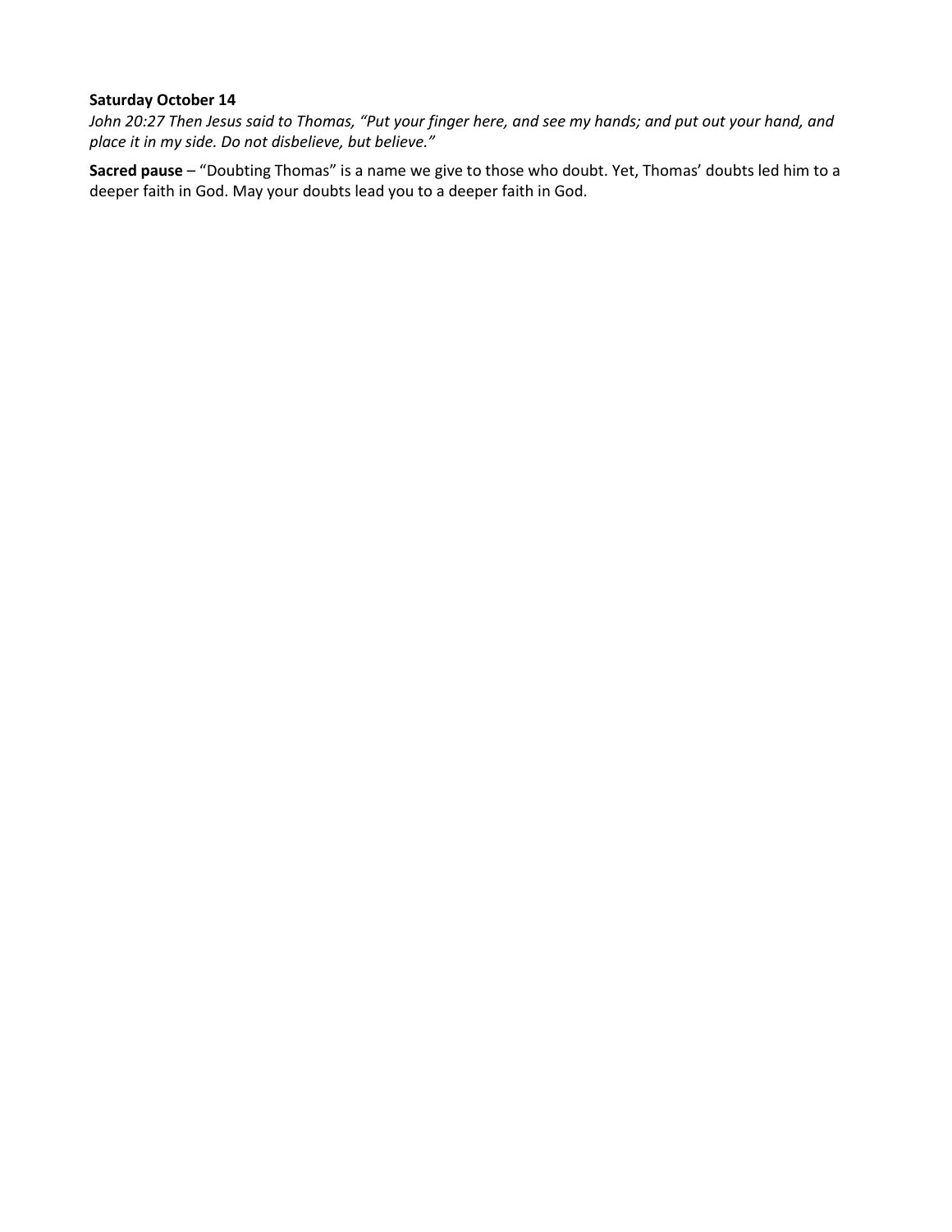**Saturday October 14**

*John 20:27 Then Jesus said to Thomas, "Put your finger here, and see my hands; and put out your hand, and place it in my side. Do not disbelieve, but believe."*

**Sacred pause** – "Doubting Thomas" is a name we give to those who doubt. Yet, Thomas' doubts led him to a deeper faith in God. May your doubts lead you to a deeper faith in God.